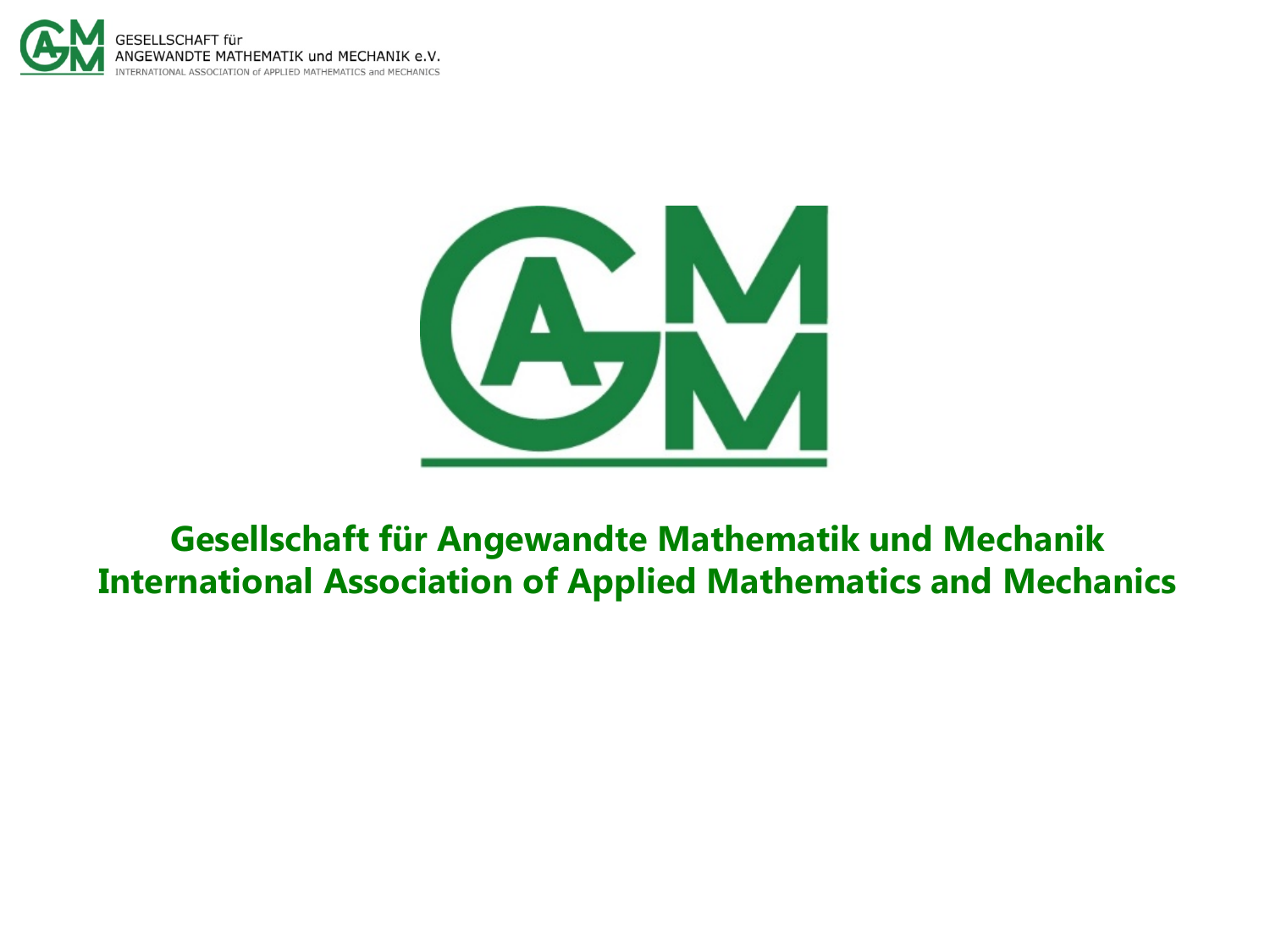GESELLSCHAFT für
ANGEWANDTE MATHEMATIK und MECHANIK e.V.
INTERNATIONAL ASSOCIATION of APPLIED MATHEMATICS and MECHANICS

# Gesellschaft für Angewandte Mathematik und Mechanik
# International Association of Applied Mathematics and Mechanics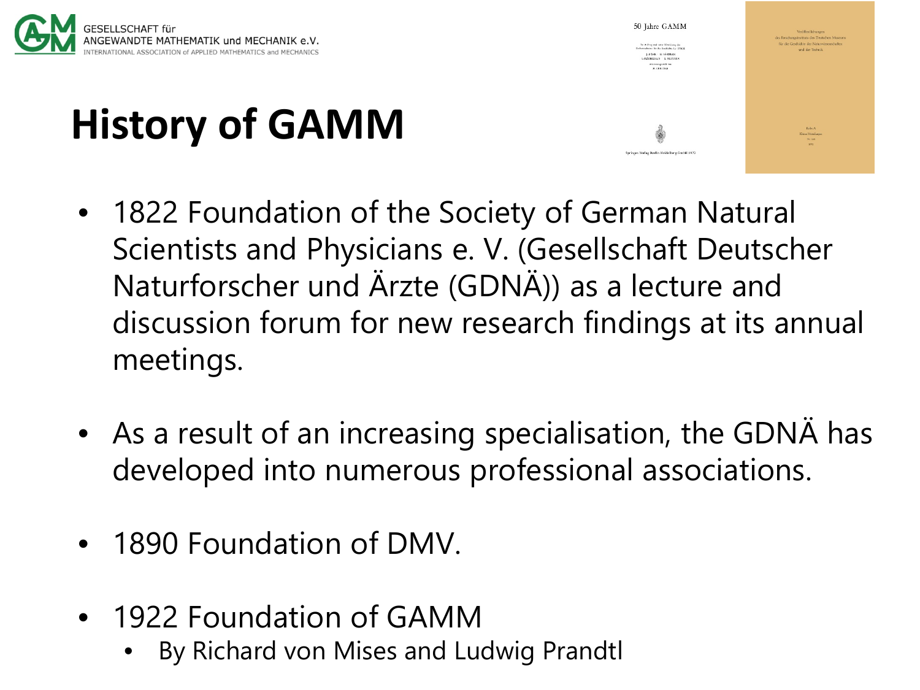# History of GAMM

- 1822 Foundation of the Society of German Natural Scientists and Physicians e. V. (Gesellschaft Deutscher Naturforscher und Ärzte (GDNÄ)) as a lecture and discussion forum for new research findings at its annual meetings.
- As a result of an increasing specialisation, the GDNÄ has developed into numerous professional associations.
- 1890 Foundation of DMV.
- 1922 Foundation of GAMM
  - By Richard von Mises and Ludwig Prandtl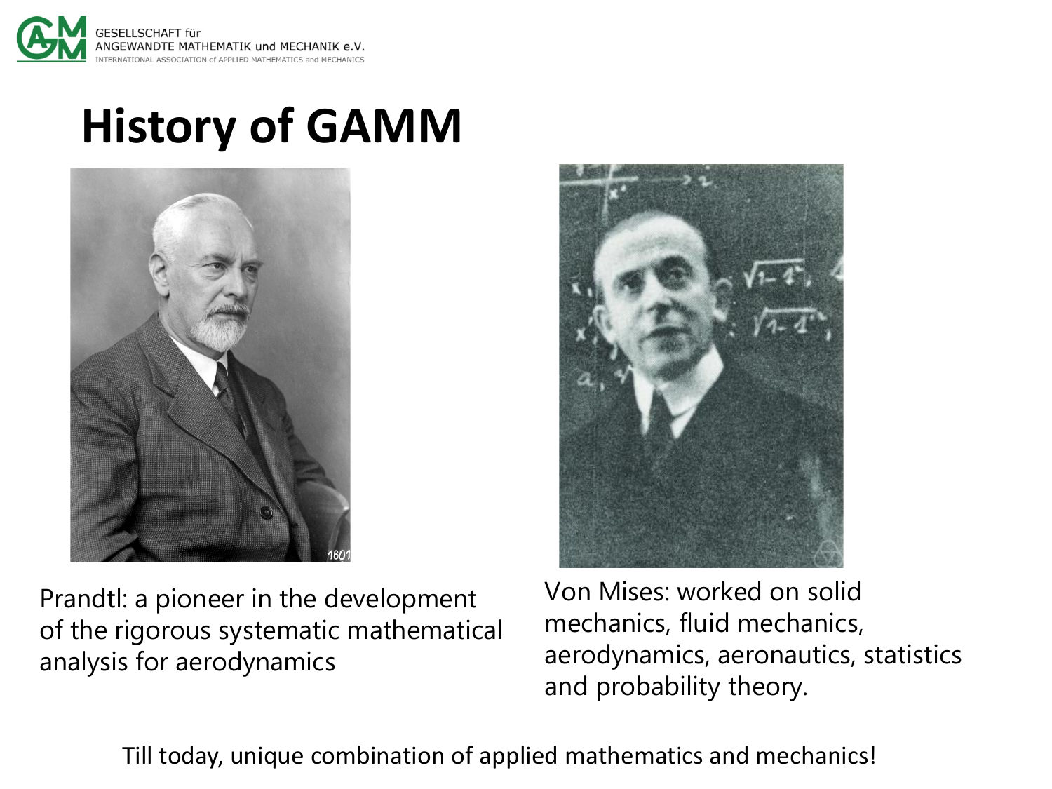# History of GAMM

Prandtl: a pioneer in the development of the rigorous systematic mathematical analysis for aerodynamics

Von Mises: worked on solid mechanics, fluid mechanics, aerodynamics, aeronautics, statistics and probability theory.

Till today, unique combination of applied mathematics and mechanics!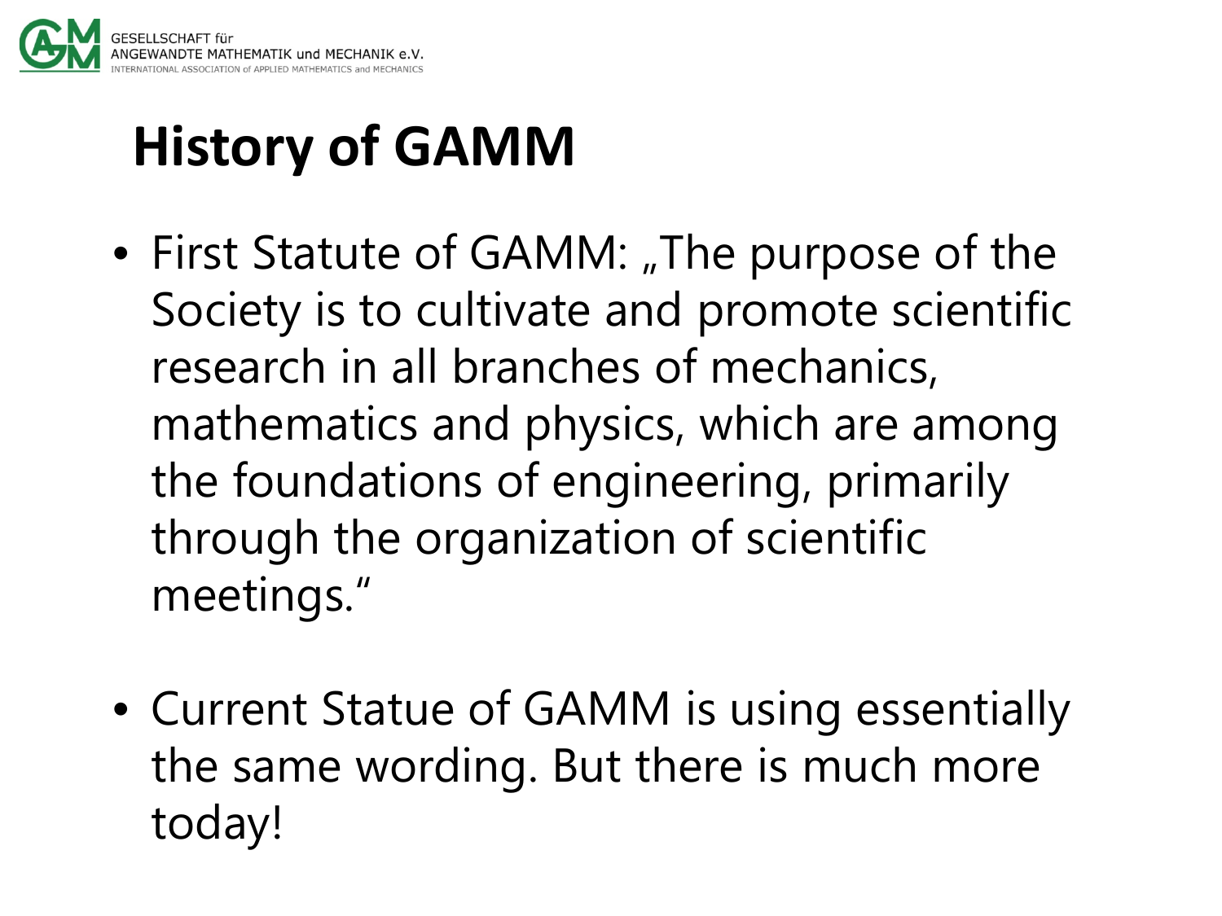# History of GAMM

- First Statute of GAMM: „The purpose of the Society is to cultivate and promote scientific research in all branches of mechanics, mathematics and physics, which are among the foundations of engineering, primarily through the organization of scientific meetings."

- Current Statue of GAMM is using essentially the same wording. But there is much more today!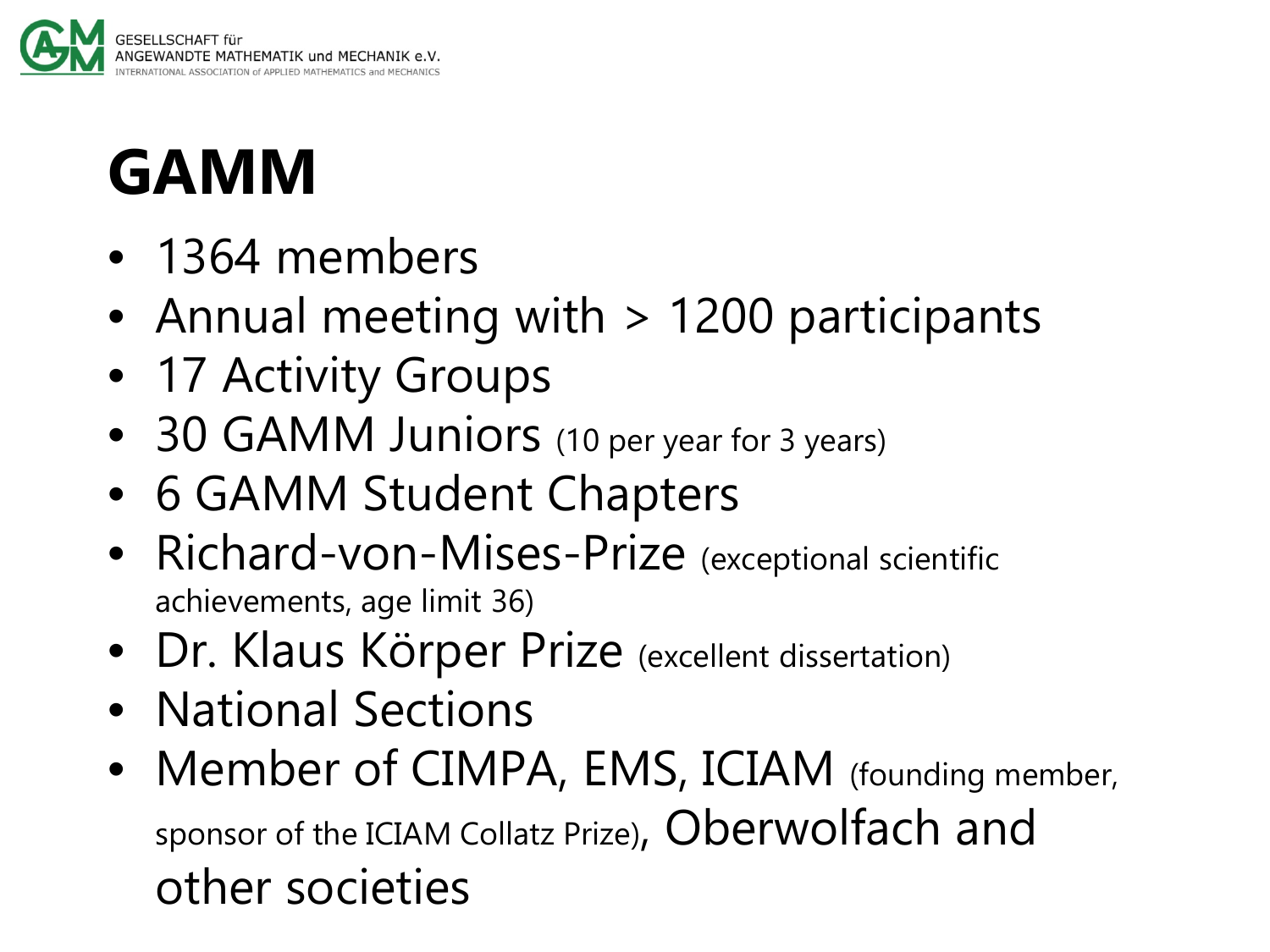GESELLSCHAFT für
ANGEWANDTE MATHEMATIK und MECHANIK e.V.
INTERNATIONAL ASSOCIATION of APPLIED MATHEMATICS and MECHANICS

# GAMM

- 1364 members
- Annual meeting with > 1200 participants
- 17 Activity Groups
- 30 GAMM Juniors (10 per year for 3 years)
- 6 GAMM Student Chapters
- Richard-von-Mises-Prize (exceptional scientific achievements, age limit 36)
- Dr. Klaus Körper Prize (excellent dissertation)
- National Sections
- Member of CIMPA, EMS, ICIAM (founding member, sponsor of the ICIAM Collatz Prize), Oberwolfach and other societies